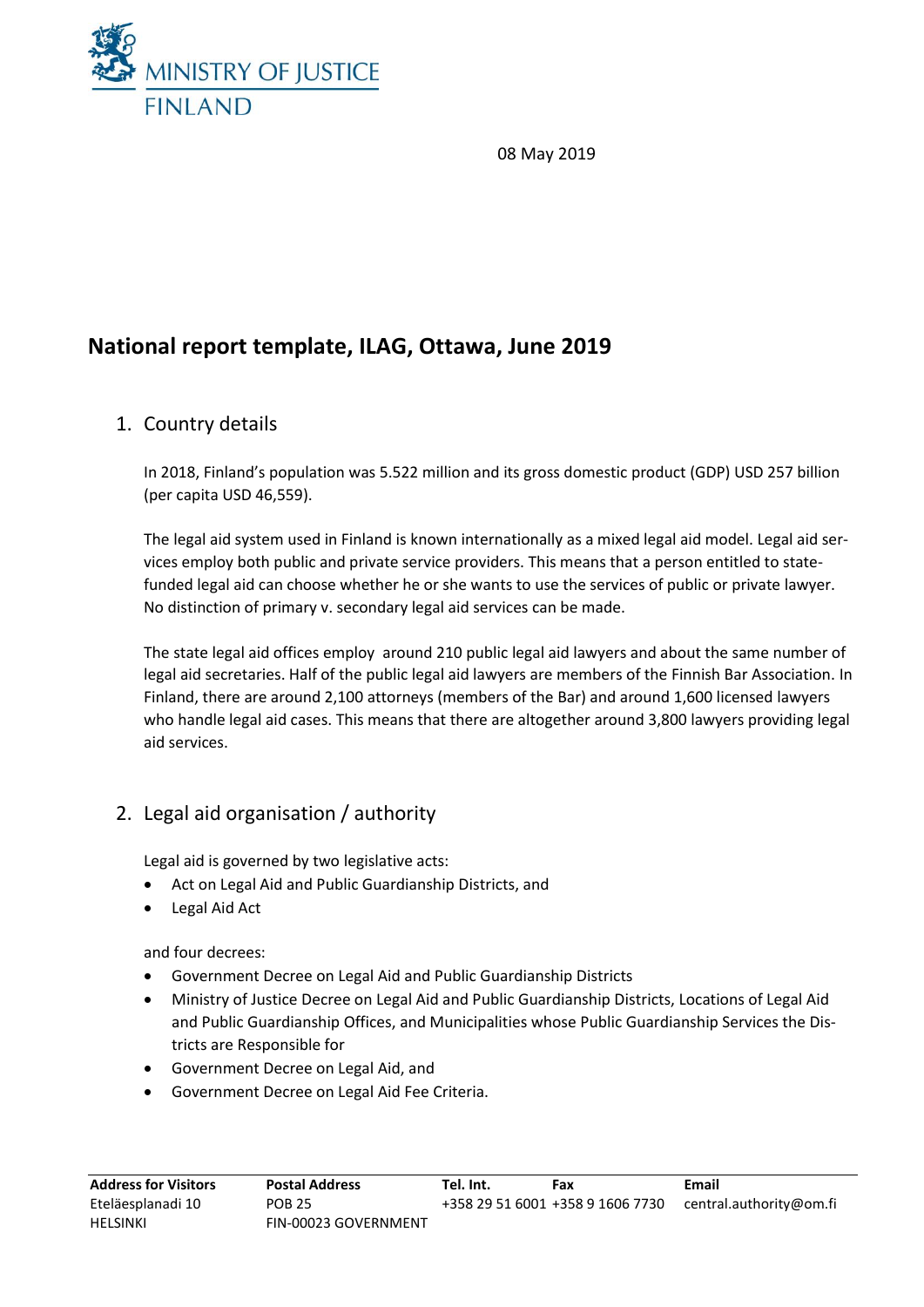MINISTRY OF JUSTICE FINLAND

08 May 2019

# National report template, ILAG, Ottawa, June 2019

## 1. Country details

In 2018, Finland's population was 5.522 million and its gross domestic product (GDP) USD 257 billion (per capita USD 46,559).

The legal aid system used in Finland is known internationally as a mixed legal aid model. Legal aid services employ both public and private service providers. This means that a person entitled to state-funded legal aid can choose whether he or she wants to use the services of public or private lawyer. No distinction of primary v. secondary legal aid services can be made.

The state legal aid offices employ around 210 public legal aid lawyers and about the same number of legal aid secretaries. Half of the public legal aid lawyers are members of the Finnish Bar Association. In Finland, there are around 2,100 attorneys (members of the Bar) and around 1,600 licensed lawyers who handle legal aid cases. This means that there are altogether around 3,800 lawyers providing legal aid services.

## 2. Legal aid organisation / authority

Legal aid is governed by two legislative acts:

- Act on Legal Aid and Public Guardianship Districts, and
- Legal Aid Act

and four decrees:

- Government Decree on Legal Aid and Public Guardianship Districts
- Ministry of Justice Decree on Legal Aid and Public Guardianship Districts, Locations of Legal Aid and Public Guardianship Offices, and Municipalities whose Public Guardianship Services the Districts are Responsible for
- Government Decree on Legal Aid, and
- Government Decree on Legal Aid Fee Criteria.

| Address for Visitors | Postal Address | Tel. Int. | Fax | Email |
|---|---|---|---|---|
| Eteläesplanadi 10<br>HELSINKI | POB 25<br>FIN-00023 GOVERNMENT | +358 29 51 6001 | +358 9 1606 7730 | central.authority@om.fi |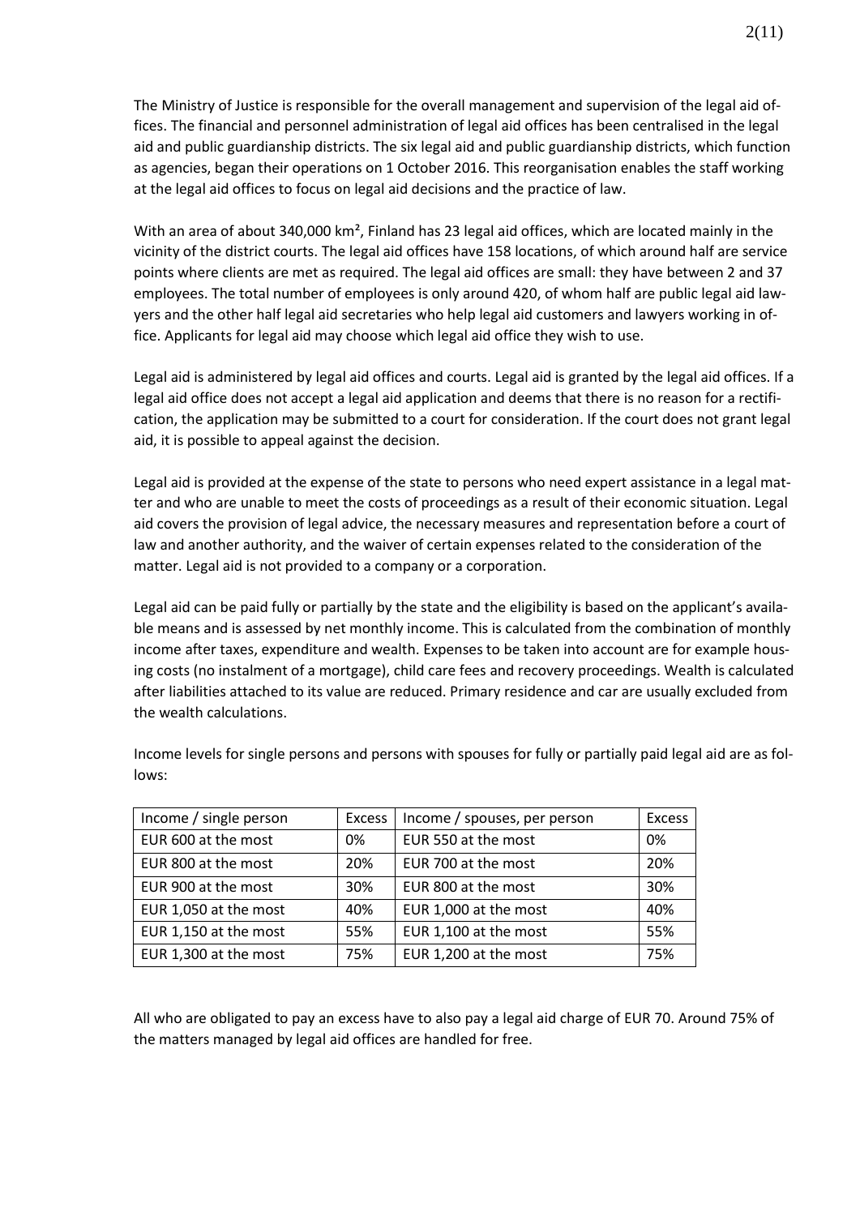The Ministry of Justice is responsible for the overall management and supervision of the legal aid offices. The financial and personnel administration of legal aid offices has been centralised in the legal aid and public guardianship districts. The six legal aid and public guardianship districts, which function as agencies, began their operations on 1 October 2016. This reorganisation enables the staff working at the legal aid offices to focus on legal aid decisions and the practice of law.

With an area of about 340,000 km², Finland has 23 legal aid offices, which are located mainly in the vicinity of the district courts. The legal aid offices have 158 locations, of which around half are service points where clients are met as required. The legal aid offices are small: they have between 2 and 37 employees. The total number of employees is only around 420, of whom half are public legal aid lawyers and the other half legal aid secretaries who help legal aid customers and lawyers working in office. Applicants for legal aid may choose which legal aid office they wish to use.

Legal aid is administered by legal aid offices and courts. Legal aid is granted by the legal aid offices. If a legal aid office does not accept a legal aid application and deems that there is no reason for a rectification, the application may be submitted to a court for consideration. If the court does not grant legal aid, it is possible to appeal against the decision.

Legal aid is provided at the expense of the state to persons who need expert assistance in a legal matter and who are unable to meet the costs of proceedings as a result of their economic situation. Legal aid covers the provision of legal advice, the necessary measures and representation before a court of law and another authority, and the waiver of certain expenses related to the consideration of the matter. Legal aid is not provided to a company or a corporation.

Legal aid can be paid fully or partially by the state and the eligibility is based on the applicant's available means and is assessed by net monthly income. This is calculated from the combination of monthly income after taxes, expenditure and wealth. Expenses to be taken into account are for example housing costs (no instalment of a mortgage), child care fees and recovery proceedings. Wealth is calculated after liabilities attached to its value are reduced. Primary residence and car are usually excluded from the wealth calculations.

Income levels for single persons and persons with spouses for fully or partially paid legal aid are as follows:

| Income / single person | Excess | Income / spouses, per person | Excess |
|---|---|---|---|
| EUR 600 at the most | 0% | EUR 550 at the most | 0% |
| EUR 800 at the most | 20% | EUR 700 at the most | 20% |
| EUR 900 at the most | 30% | EUR 800 at the most | 30% |
| EUR 1,050 at the most | 40% | EUR 1,000 at the most | 40% |
| EUR 1,150 at the most | 55% | EUR 1,100 at the most | 55% |
| EUR 1,300 at the most | 75% | EUR 1,200 at the most | 75% |

All who are obligated to pay an excess have to also pay a legal aid charge of EUR 70. Around 75% of the matters managed by legal aid offices are handled for free.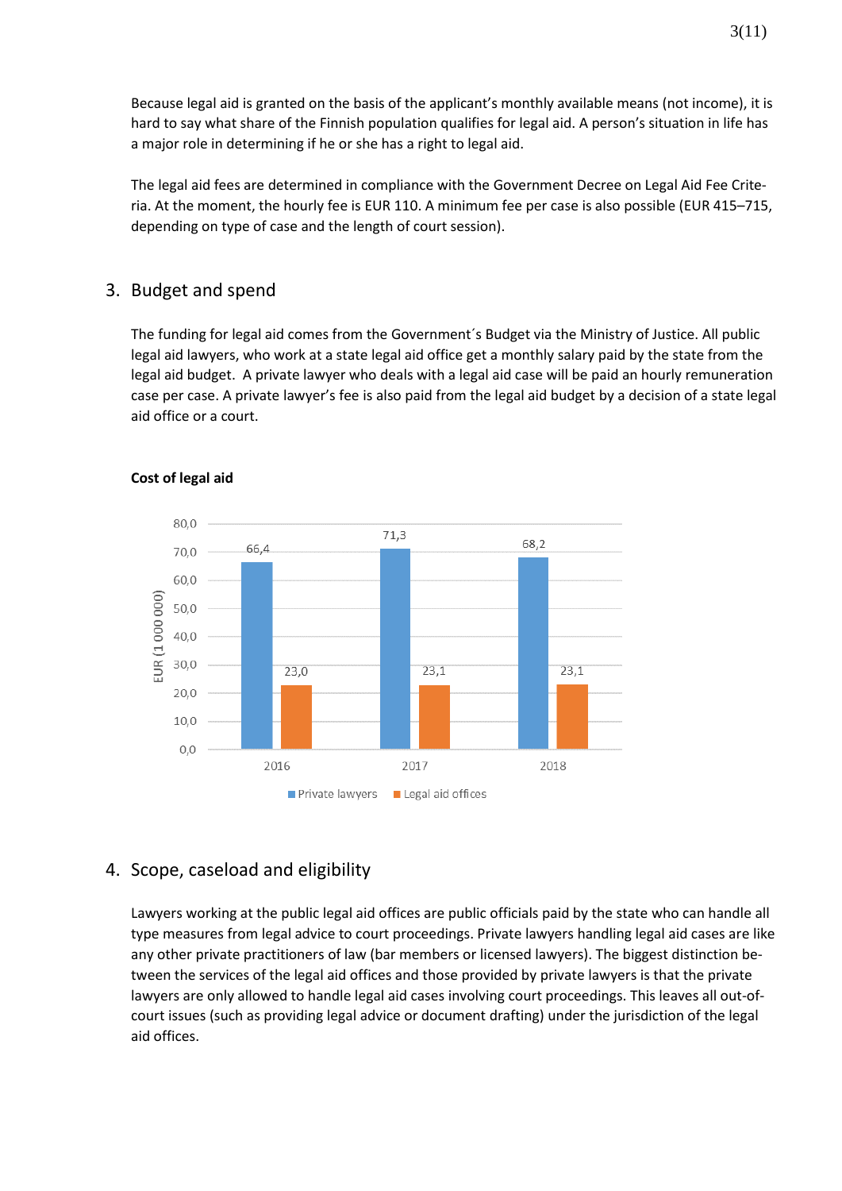Because legal aid is granted on the basis of the applicant's monthly available means (not income), it is hard to say what share of the Finnish population qualifies for legal aid. A person's situation in life has a major role in determining if he or she has a right to legal aid.

The legal aid fees are determined in compliance with the Government Decree on Legal Aid Fee Criteria. At the moment, the hourly fee is EUR 110. A minimum fee per case is also possible (EUR 415–715, depending on type of case and the length of court session).

## 3. Budget and spend

The funding for legal aid comes from the Government´s Budget via the Ministry of Justice. All public legal aid lawyers, who work at a state legal aid office get a monthly salary paid by the state from the legal aid budget. A private lawyer who deals with a legal aid case will be paid an hourly remuneration case per case. A private lawyer's fee is also paid from the legal aid budget by a decision of a state legal aid office or a court.

**Cost of legal aid**

| EUR (1 000 000) | 2016 | 2017 | 2018 |
|---|---|---|---|
| Private lawyers | 66,4 | 71,3 | 68,2 |
| Legal aid offices | 23,0 | 23,1 | 23,1 |

## 4. Scope, caseload and eligibility

Lawyers working at the public legal aid offices are public officials paid by the state who can handle all type measures from legal advice to court proceedings. Private lawyers handling legal aid cases are like any other private practitioners of law (bar members or licensed lawyers). The biggest distinction between the services of the legal aid offices and those provided by private lawyers is that the private lawyers are only allowed to handle legal aid cases involving court proceedings. This leaves all out-of-court issues (such as providing legal advice or document drafting) under the jurisdiction of the legal aid offices.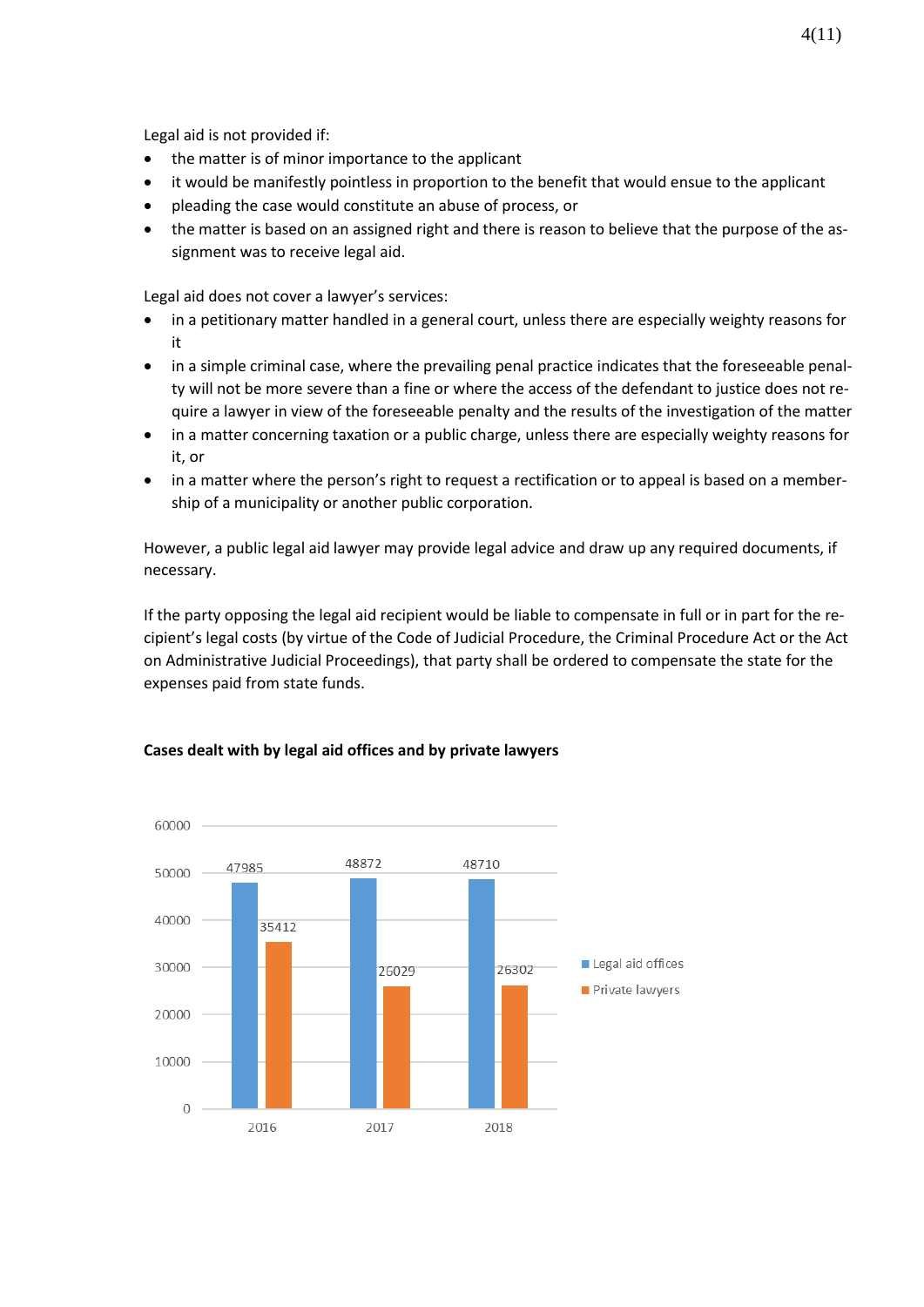Legal aid is not provided if:

- the matter is of minor importance to the applicant
- it would be manifestly pointless in proportion to the benefit that would ensue to the applicant
- pleading the case would constitute an abuse of process, or
- the matter is based on an assigned right and there is reason to believe that the purpose of the assignment was to receive legal aid.

Legal aid does not cover a lawyer's services:

- in a petitionary matter handled in a general court, unless there are especially weighty reasons for it
- in a simple criminal case, where the prevailing penal practice indicates that the foreseeable penalty will not be more severe than a fine or where the access of the defendant to justice does not require a lawyer in view of the foreseeable penalty and the results of the investigation of the matter
- in a matter concerning taxation or a public charge, unless there are especially weighty reasons for it, or
- in a matter where the person's right to request a rectification or to appeal is based on a membership of a municipality or another public corporation.

However, a public legal aid lawyer may provide legal advice and draw up any required documents, if necessary.

If the party opposing the legal aid recipient would be liable to compensate in full or in part for the recipient's legal costs (by virtue of the Code of Judicial Procedure, the Criminal Procedure Act or the Act on Administrative Judicial Proceedings), that party shall be ordered to compensate the state for the expenses paid from state funds.

**Cases dealt with by legal aid offices and by private lawyers**

| | 2016 | 2017 | 2018 |
|---|---|---|---|
| Legal aid offices | 47985 | 48872 | 48710 |
| Private lawyers | 35412 | 26029 | 26302 |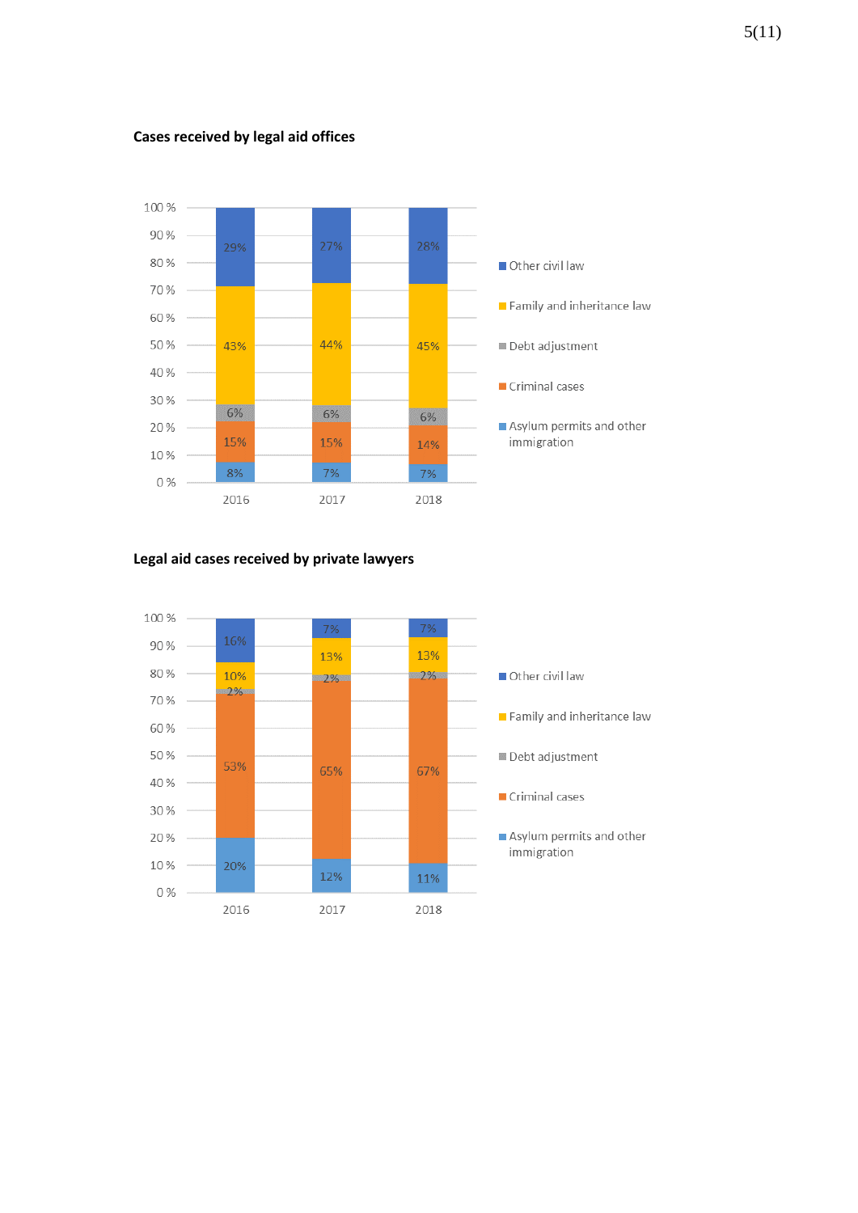**Cases received by legal aid offices**

| | 2016 | 2017 | 2018 |
|---|---|---|---|
| Other civil law | 29% | 27% | 28% |
| Family and inheritance law | 43% | 44% | 45% |
| Debt adjustment | 6% | 6% | 6% |
| Criminal cases | 15% | 15% | 14% |
| Asylum permits and other immigration | 8% | 7% | 7% |

**Legal aid cases received by private lawyers**

| | 2016 | 2017 | 2018 |
|---|---|---|---|
| Other civil law | 16% | 7% | 7% |
| Family and inheritance law | 10% | 13% | 13% |
| Debt adjustment | 2% | 2% | 2% |
| Criminal cases | 53% | 65% | 67% |
| Asylum permits and other immigration | 20% | 12% | 11% |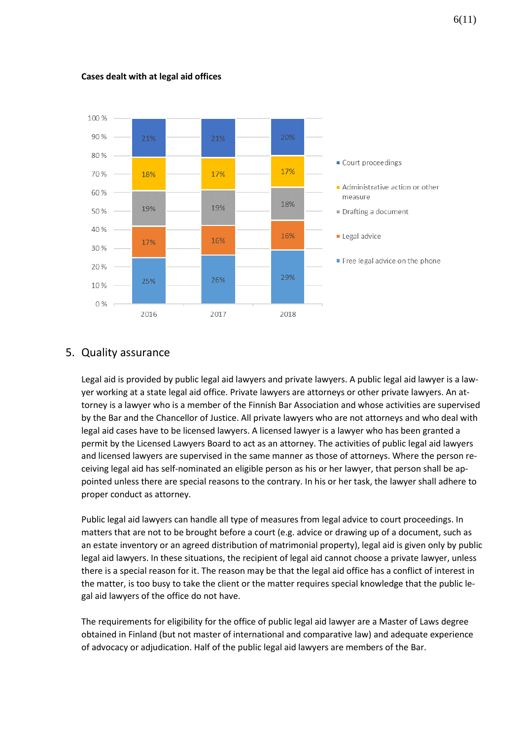**Cases dealt with at legal aid offices**

| | 2016 | 2017 | 2018 |
|---|---|---|---|
| Court proceedings | 21% | 21% | 20% |
| Administrative action or other measure | 18% | 17% | 17% |
| Drafting a document | 19% | 19% | 18% |
| Legal advice | 17% | 16% | 16% |
| Free legal advice on the phone | 25% | 26% | 29% |

## 5. Quality assurance

Legal aid is provided by public legal aid lawyers and private lawyers. A public legal aid lawyer is a lawyer working at a state legal aid office. Private lawyers are attorneys or other private lawyers. An attorney is a lawyer who is a member of the Finnish Bar Association and whose activities are supervised by the Bar and the Chancellor of Justice. All private lawyers who are not attorneys and who deal with legal aid cases have to be licensed lawyers. A licensed lawyer is a lawyer who has been granted a permit by the Licensed Lawyers Board to act as an attorney. The activities of public legal aid lawyers and licensed lawyers are supervised in the same manner as those of attorneys. Where the person receiving legal aid has self-nominated an eligible person as his or her lawyer, that person shall be appointed unless there are special reasons to the contrary. In his or her task, the lawyer shall adhere to proper conduct as attorney.

Public legal aid lawyers can handle all type of measures from legal advice to court proceedings. In matters that are not to be brought before a court (e.g. advice or drawing up of a document, such as an estate inventory or an agreed distribution of matrimonial property), legal aid is given only by public legal aid lawyers. In these situations, the recipient of legal aid cannot choose a private lawyer, unless there is a special reason for it. The reason may be that the legal aid office has a conflict of interest in the matter, is too busy to take the client or the matter requires special knowledge that the public legal aid lawyers of the office do not have.

The requirements for eligibility for the office of public legal aid lawyer are a Master of Laws degree obtained in Finland (but not master of international and comparative law) and adequate experience of advocacy or adjudication. Half of the public legal aid lawyers are members of the Bar.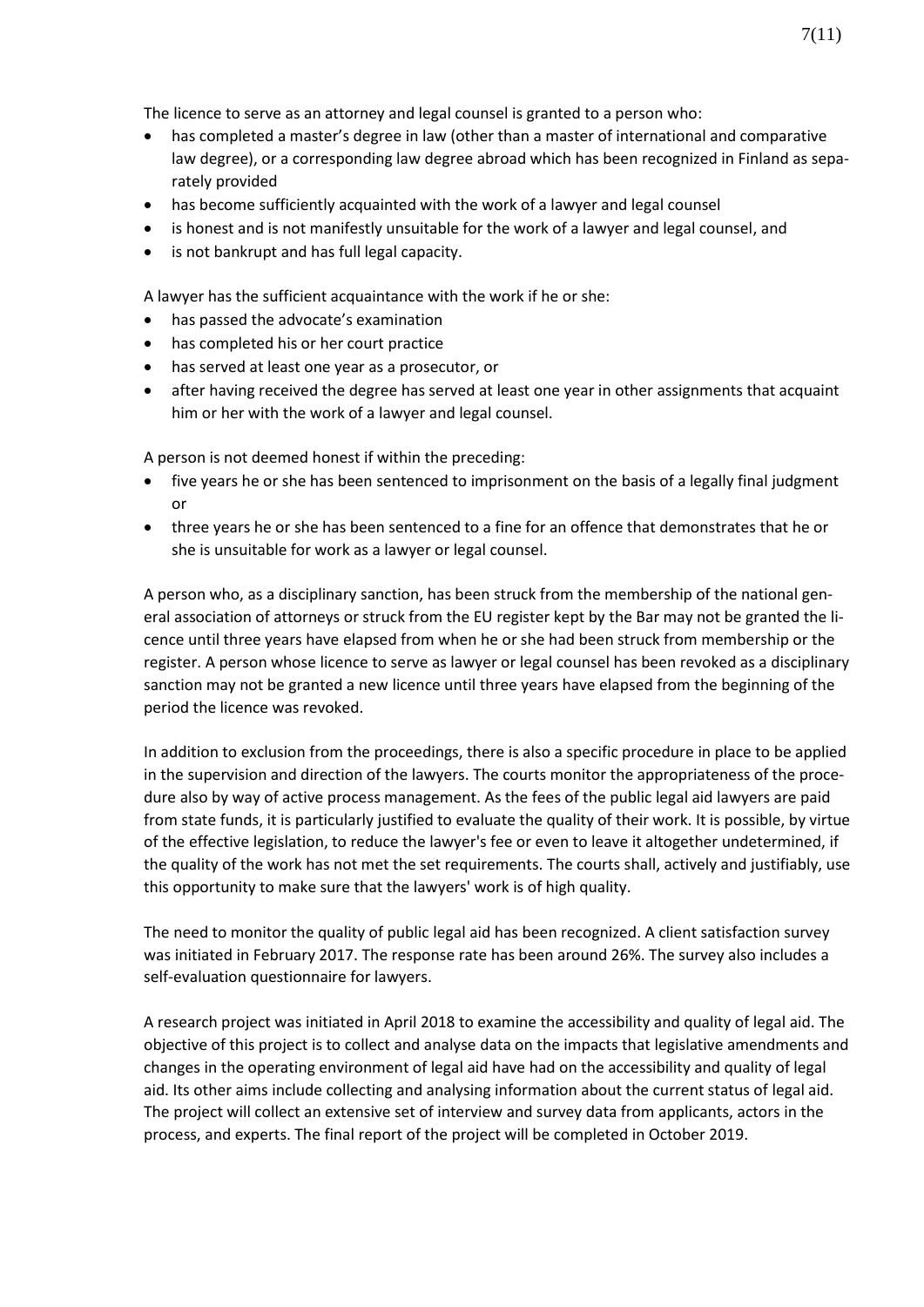The licence to serve as an attorney and legal counsel is granted to a person who:

- has completed a master's degree in law (other than a master of international and comparative law degree), or a corresponding law degree abroad which has been recognized in Finland as separately provided
- has become sufficiently acquainted with the work of a lawyer and legal counsel
- is honest and is not manifestly unsuitable for the work of a lawyer and legal counsel, and
- is not bankrupt and has full legal capacity.

A lawyer has the sufficient acquaintance with the work if he or she:

- has passed the advocate's examination
- has completed his or her court practice
- has served at least one year as a prosecutor, or
- after having received the degree has served at least one year in other assignments that acquaint him or her with the work of a lawyer and legal counsel.

A person is not deemed honest if within the preceding:

- five years he or she has been sentenced to imprisonment on the basis of a legally final judgment or
- three years he or she has been sentenced to a fine for an offence that demonstrates that he or she is unsuitable for work as a lawyer or legal counsel.

A person who, as a disciplinary sanction, has been struck from the membership of the national general association of attorneys or struck from the EU register kept by the Bar may not be granted the licence until three years have elapsed from when he or she had been struck from membership or the register. A person whose licence to serve as lawyer or legal counsel has been revoked as a disciplinary sanction may not be granted a new licence until three years have elapsed from the beginning of the period the licence was revoked.

In addition to exclusion from the proceedings, there is also a specific procedure in place to be applied in the supervision and direction of the lawyers. The courts monitor the appropriateness of the procedure also by way of active process management. As the fees of the public legal aid lawyers are paid from state funds, it is particularly justified to evaluate the quality of their work. It is possible, by virtue of the effective legislation, to reduce the lawyer's fee or even to leave it altogether undetermined, if the quality of the work has not met the set requirements. The courts shall, actively and justifiably, use this opportunity to make sure that the lawyers' work is of high quality.

The need to monitor the quality of public legal aid has been recognized. A client satisfaction survey was initiated in February 2017. The response rate has been around 26%. The survey also includes a self-evaluation questionnaire for lawyers.

A research project was initiated in April 2018 to examine the accessibility and quality of legal aid. The objective of this project is to collect and analyse data on the impacts that legislative amendments and changes in the operating environment of legal aid have had on the accessibility and quality of legal aid. Its other aims include collecting and analysing information about the current status of legal aid. The project will collect an extensive set of interview and survey data from applicants, actors in the process, and experts. The final report of the project will be completed in October 2019.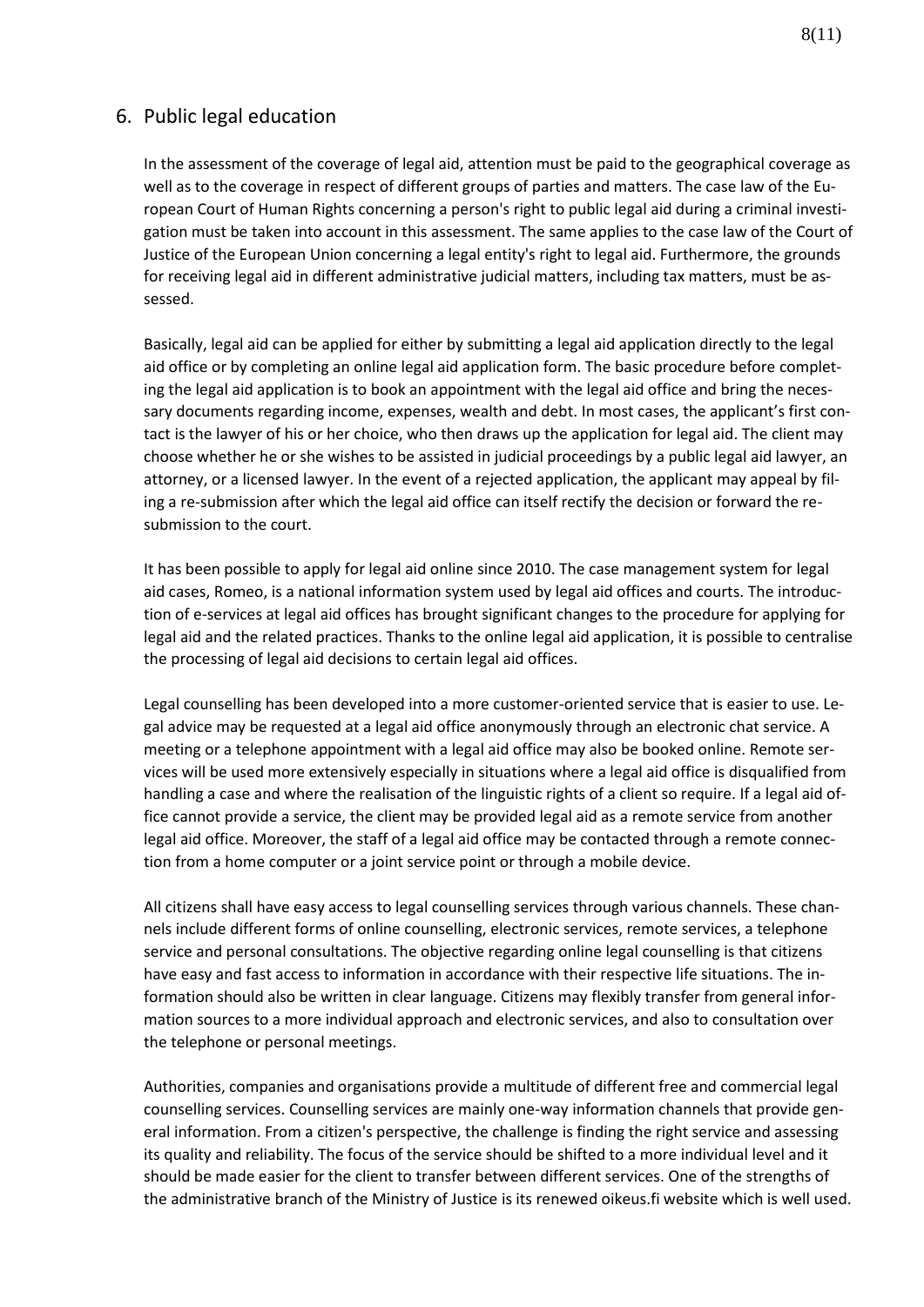## 6. Public legal education

In the assessment of the coverage of legal aid, attention must be paid to the geographical coverage as well as to the coverage in respect of different groups of parties and matters. The case law of the European Court of Human Rights concerning a person's right to public legal aid during a criminal investigation must be taken into account in this assessment. The same applies to the case law of the Court of Justice of the European Union concerning a legal entity's right to legal aid. Furthermore, the grounds for receiving legal aid in different administrative judicial matters, including tax matters, must be assessed.

Basically, legal aid can be applied for either by submitting a legal aid application directly to the legal aid office or by completing an online legal aid application form. The basic procedure before completing the legal aid application is to book an appointment with the legal aid office and bring the necessary documents regarding income, expenses, wealth and debt. In most cases, the applicant's first contact is the lawyer of his or her choice, who then draws up the application for legal aid. The client may choose whether he or she wishes to be assisted in judicial proceedings by a public legal aid lawyer, an attorney, or a licensed lawyer. In the event of a rejected application, the applicant may appeal by filing a re-submission after which the legal aid office can itself rectify the decision or forward the re-submission to the court.

It has been possible to apply for legal aid online since 2010. The case management system for legal aid cases, Romeo, is a national information system used by legal aid offices and courts. The introduction of e-services at legal aid offices has brought significant changes to the procedure for applying for legal aid and the related practices. Thanks to the online legal aid application, it is possible to centralise the processing of legal aid decisions to certain legal aid offices.

Legal counselling has been developed into a more customer-oriented service that is easier to use. Legal advice may be requested at a legal aid office anonymously through an electronic chat service. A meeting or a telephone appointment with a legal aid office may also be booked online. Remote services will be used more extensively especially in situations where a legal aid office is disqualified from handling a case and where the realisation of the linguistic rights of a client so require. If a legal aid office cannot provide a service, the client may be provided legal aid as a remote service from another legal aid office. Moreover, the staff of a legal aid office may be contacted through a remote connection from a home computer or a joint service point or through a mobile device.

All citizens shall have easy access to legal counselling services through various channels. These channels include different forms of online counselling, electronic services, remote services, a telephone service and personal consultations. The objective regarding online legal counselling is that citizens have easy and fast access to information in accordance with their respective life situations. The information should also be written in clear language. Citizens may flexibly transfer from general information sources to a more individual approach and electronic services, and also to consultation over the telephone or personal meetings.

Authorities, companies and organisations provide a multitude of different free and commercial legal counselling services. Counselling services are mainly one-way information channels that provide general information. From a citizen's perspective, the challenge is finding the right service and assessing its quality and reliability. The focus of the service should be shifted to a more individual level and it should be made easier for the client to transfer between different services. One of the strengths of the administrative branch of the Ministry of Justice is its renewed oikeus.fi website which is well used.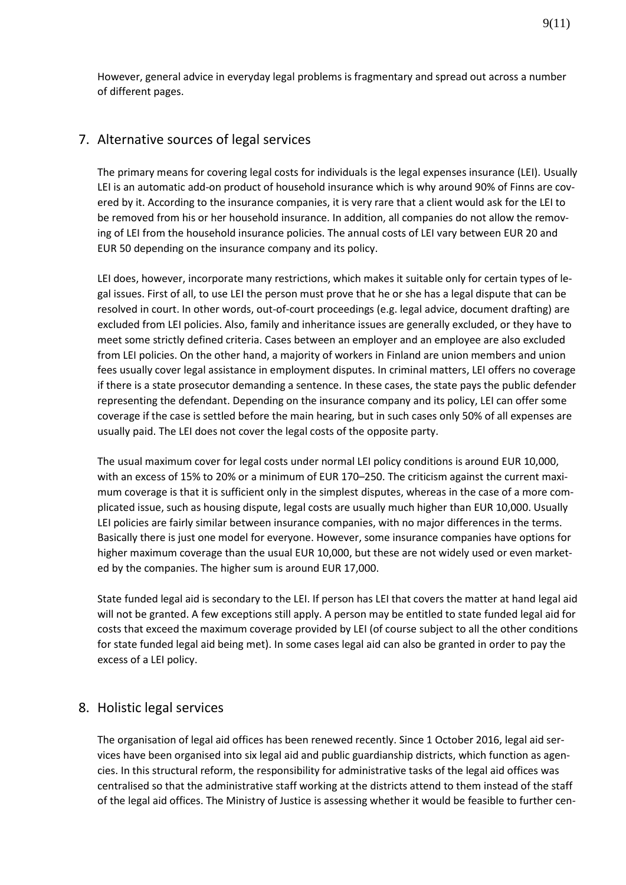However, general advice in everyday legal problems is fragmentary and spread out across a number of different pages.

## 7. Alternative sources of legal services

The primary means for covering legal costs for individuals is the legal expenses insurance (LEI). Usually LEI is an automatic add-on product of household insurance which is why around 90% of Finns are covered by it. According to the insurance companies, it is very rare that a client would ask for the LEI to be removed from his or her household insurance. In addition, all companies do not allow the removing of LEI from the household insurance policies. The annual costs of LEI vary between EUR 20 and EUR 50 depending on the insurance company and its policy.

LEI does, however, incorporate many restrictions, which makes it suitable only for certain types of legal issues. First of all, to use LEI the person must prove that he or she has a legal dispute that can be resolved in court. In other words, out-of-court proceedings (e.g. legal advice, document drafting) are excluded from LEI policies. Also, family and inheritance issues are generally excluded, or they have to meet some strictly defined criteria. Cases between an employer and an employee are also excluded from LEI policies. On the other hand, a majority of workers in Finland are union members and union fees usually cover legal assistance in employment disputes. In criminal matters, LEI offers no coverage if there is a state prosecutor demanding a sentence. In these cases, the state pays the public defender representing the defendant. Depending on the insurance company and its policy, LEI can offer some coverage if the case is settled before the main hearing, but in such cases only 50% of all expenses are usually paid. The LEI does not cover the legal costs of the opposite party.

The usual maximum cover for legal costs under normal LEI policy conditions is around EUR 10,000, with an excess of 15% to 20% or a minimum of EUR 170–250. The criticism against the current maximum coverage is that it is sufficient only in the simplest disputes, whereas in the case of a more complicated issue, such as housing dispute, legal costs are usually much higher than EUR 10,000. Usually LEI policies are fairly similar between insurance companies, with no major differences in the terms. Basically there is just one model for everyone. However, some insurance companies have options for higher maximum coverage than the usual EUR 10,000, but these are not widely used or even marketed by the companies. The higher sum is around EUR 17,000.

State funded legal aid is secondary to the LEI. If person has LEI that covers the matter at hand legal aid will not be granted. A few exceptions still apply. A person may be entitled to state funded legal aid for costs that exceed the maximum coverage provided by LEI (of course subject to all the other conditions for state funded legal aid being met). In some cases legal aid can also be granted in order to pay the excess of a LEI policy.

## 8. Holistic legal services

The organisation of legal aid offices has been renewed recently. Since 1 October 2016, legal aid services have been organised into six legal aid and public guardianship districts, which function as agencies. In this structural reform, the responsibility for administrative tasks of the legal aid offices was centralised so that the administrative staff working at the districts attend to them instead of the staff of the legal aid offices. The Ministry of Justice is assessing whether it would be feasible to further cen-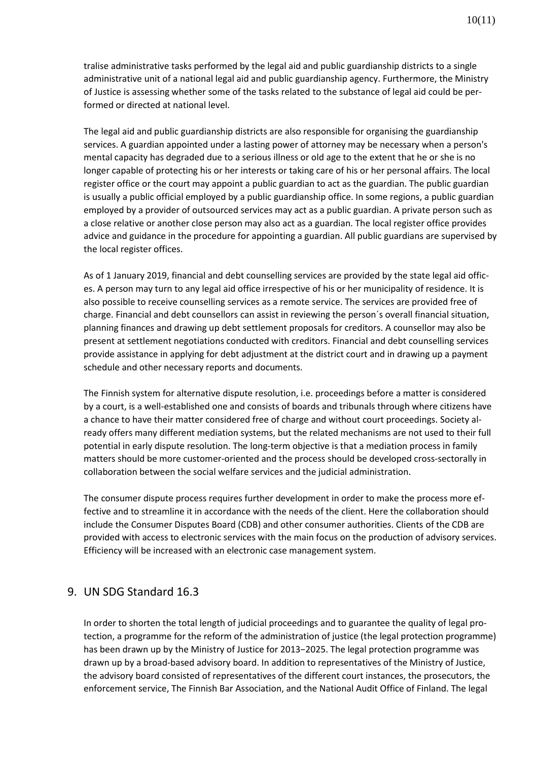tralise administrative tasks performed by the legal aid and public guardianship districts to a single administrative unit of a national legal aid and public guardianship agency. Furthermore, the Ministry of Justice is assessing whether some of the tasks related to the substance of legal aid could be performed or directed at national level.

The legal aid and public guardianship districts are also responsible for organising the guardianship services. A guardian appointed under a lasting power of attorney may be necessary when a person's mental capacity has degraded due to a serious illness or old age to the extent that he or she is no longer capable of protecting his or her interests or taking care of his or her personal affairs. The local register office or the court may appoint a public guardian to act as the guardian. The public guardian is usually a public official employed by a public guardianship office. In some regions, a public guardian employed by a provider of outsourced services may act as a public guardian. A private person such as a close relative or another close person may also act as a guardian. The local register office provides advice and guidance in the procedure for appointing a guardian. All public guardians are supervised by the local register offices.

As of 1 January 2019, financial and debt counselling services are provided by the state legal aid offices. A person may turn to any legal aid office irrespective of his or her municipality of residence. It is also possible to receive counselling services as a remote service. The services are provided free of charge. Financial and debt counsellors can assist in reviewing the person´s overall financial situation, planning finances and drawing up debt settlement proposals for creditors. A counsellor may also be present at settlement negotiations conducted with creditors. Financial and debt counselling services provide assistance in applying for debt adjustment at the district court and in drawing up a payment schedule and other necessary reports and documents.

The Finnish system for alternative dispute resolution, i.e. proceedings before a matter is considered by a court, is a well-established one and consists of boards and tribunals through where citizens have a chance to have their matter considered free of charge and without court proceedings. Society already offers many different mediation systems, but the related mechanisms are not used to their full potential in early dispute resolution. The long-term objective is that a mediation process in family matters should be more customer-oriented and the process should be developed cross-sectorally in collaboration between the social welfare services and the judicial administration.

The consumer dispute process requires further development in order to make the process more effective and to streamline it in accordance with the needs of the client. Here the collaboration should include the Consumer Disputes Board (CDB) and other consumer authorities. Clients of the CDB are provided with access to electronic services with the main focus on the production of advisory services. Efficiency will be increased with an electronic case management system.

## 9. UN SDG Standard 16.3

In order to shorten the total length of judicial proceedings and to guarantee the quality of legal protection, a programme for the reform of the administration of justice (the legal protection programme) has been drawn up by the Ministry of Justice for 2013−2025. The legal protection programme was drawn up by a broad-based advisory board. In addition to representatives of the Ministry of Justice, the advisory board consisted of representatives of the different court instances, the prosecutors, the enforcement service, The Finnish Bar Association, and the National Audit Office of Finland. The legal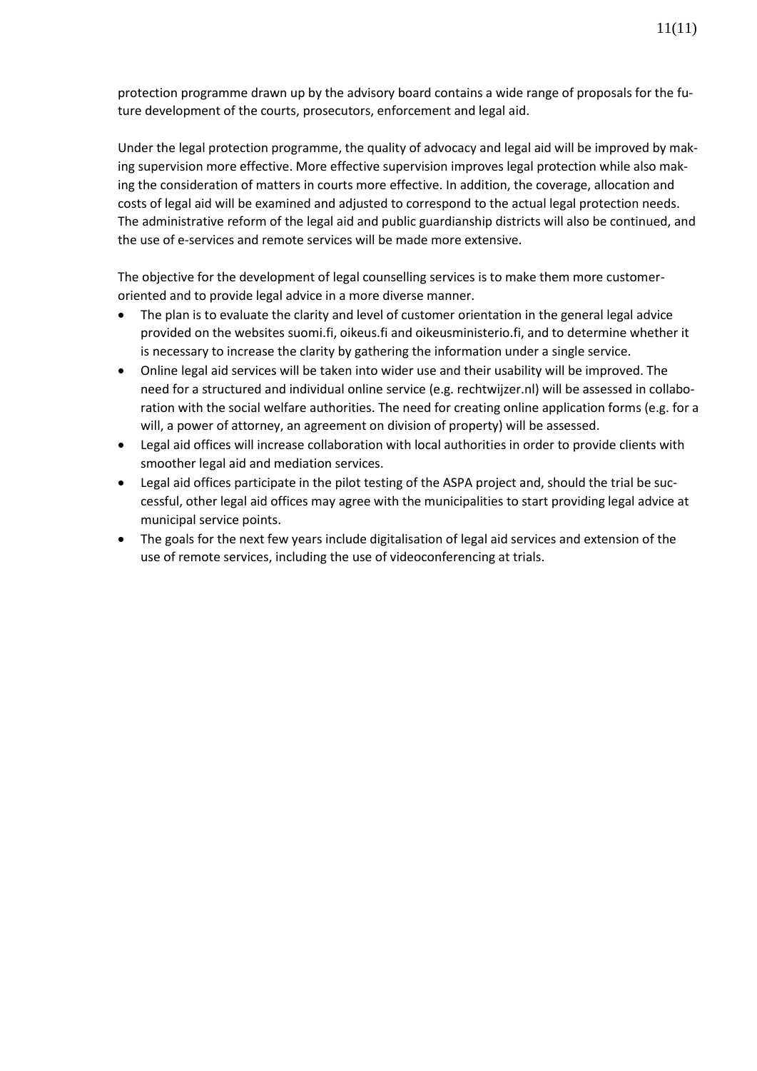protection programme drawn up by the advisory board contains a wide range of proposals for the future development of the courts, prosecutors, enforcement and legal aid.

Under the legal protection programme, the quality of advocacy and legal aid will be improved by making supervision more effective. More effective supervision improves legal protection while also making the consideration of matters in courts more effective. In addition, the coverage, allocation and costs of legal aid will be examined and adjusted to correspond to the actual legal protection needs. The administrative reform of the legal aid and public guardianship districts will also be continued, and the use of e-services and remote services will be made more extensive.

The objective for the development of legal counselling services is to make them more customer-oriented and to provide legal advice in a more diverse manner.

- The plan is to evaluate the clarity and level of customer orientation in the general legal advice provided on the websites suomi.fi, oikeus.fi and oikeusministerio.fi, and to determine whether it is necessary to increase the clarity by gathering the information under a single service.
- Online legal aid services will be taken into wider use and their usability will be improved. The need for a structured and individual online service (e.g. rechtwijzer.nl) will be assessed in collaboration with the social welfare authorities. The need for creating online application forms (e.g. for a will, a power of attorney, an agreement on division of property) will be assessed.
- Legal aid offices will increase collaboration with local authorities in order to provide clients with smoother legal aid and mediation services.
- Legal aid offices participate in the pilot testing of the ASPA project and, should the trial be successful, other legal aid offices may agree with the municipalities to start providing legal advice at municipal service points.
- The goals for the next few years include digitalisation of legal aid services and extension of the use of remote services, including the use of videoconferencing at trials.